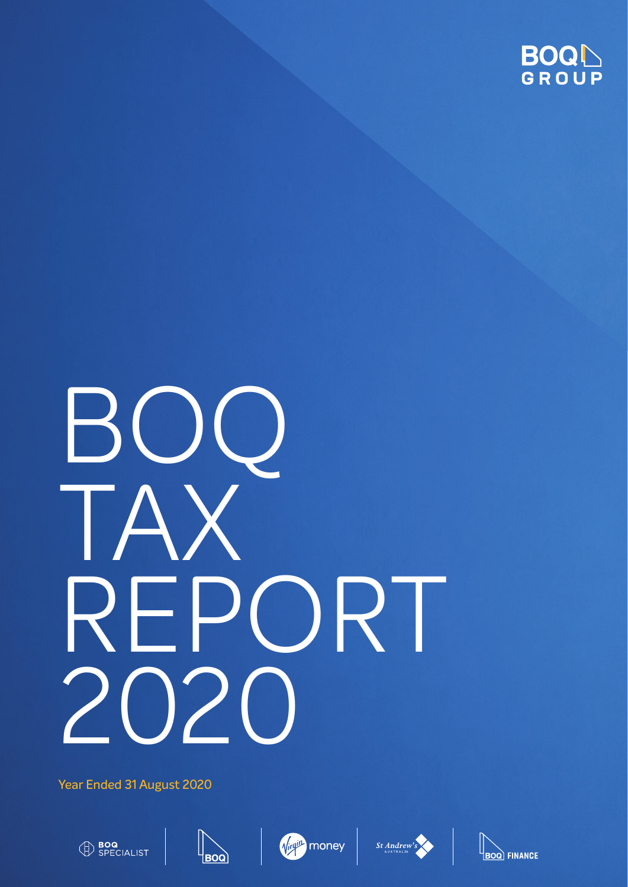BOQ GROUP

# BOQ TAX REPORT 2020

Year Ended 31 August 2020

BOQ SPECIALIST | BOQ | Virgin money | St Andrew's AUSTRALIA | BOQ FINANCE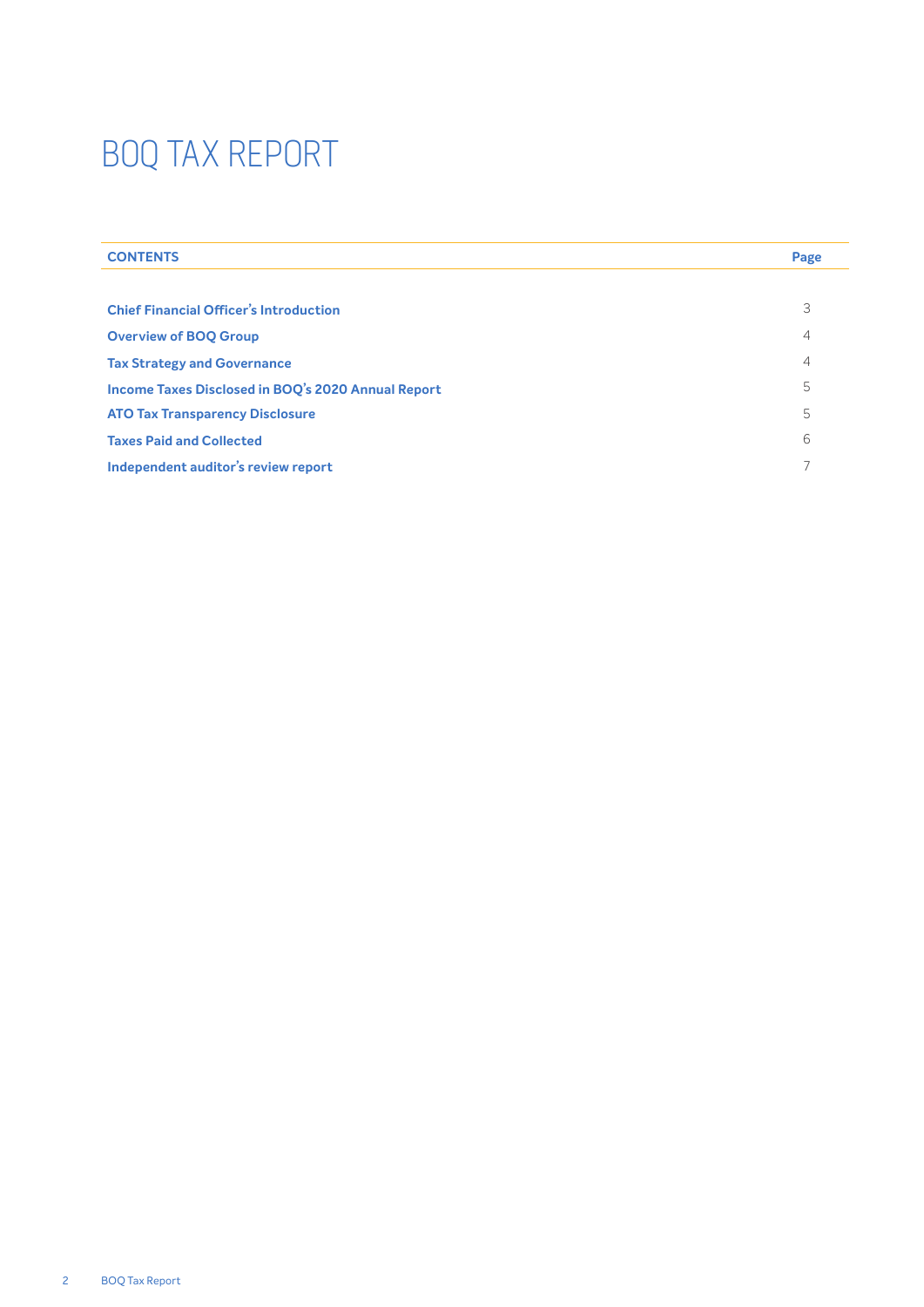# BOQ TAX REPORT

| CONTENTS | Page |
|---|---|
| **Chief Financial Officer's Introduction** | 3 |
| **Overview of BOQ Group** | 4 |
| **Tax Strategy and Governance** | 4 |
| **Income Taxes Disclosed in BOQ's 2020 Annual Report** | 5 |
| **ATO Tax Transparency Disclosure** | 5 |
| **Taxes Paid and Collected** | 6 |
| **Independent auditor's review report** | 7 |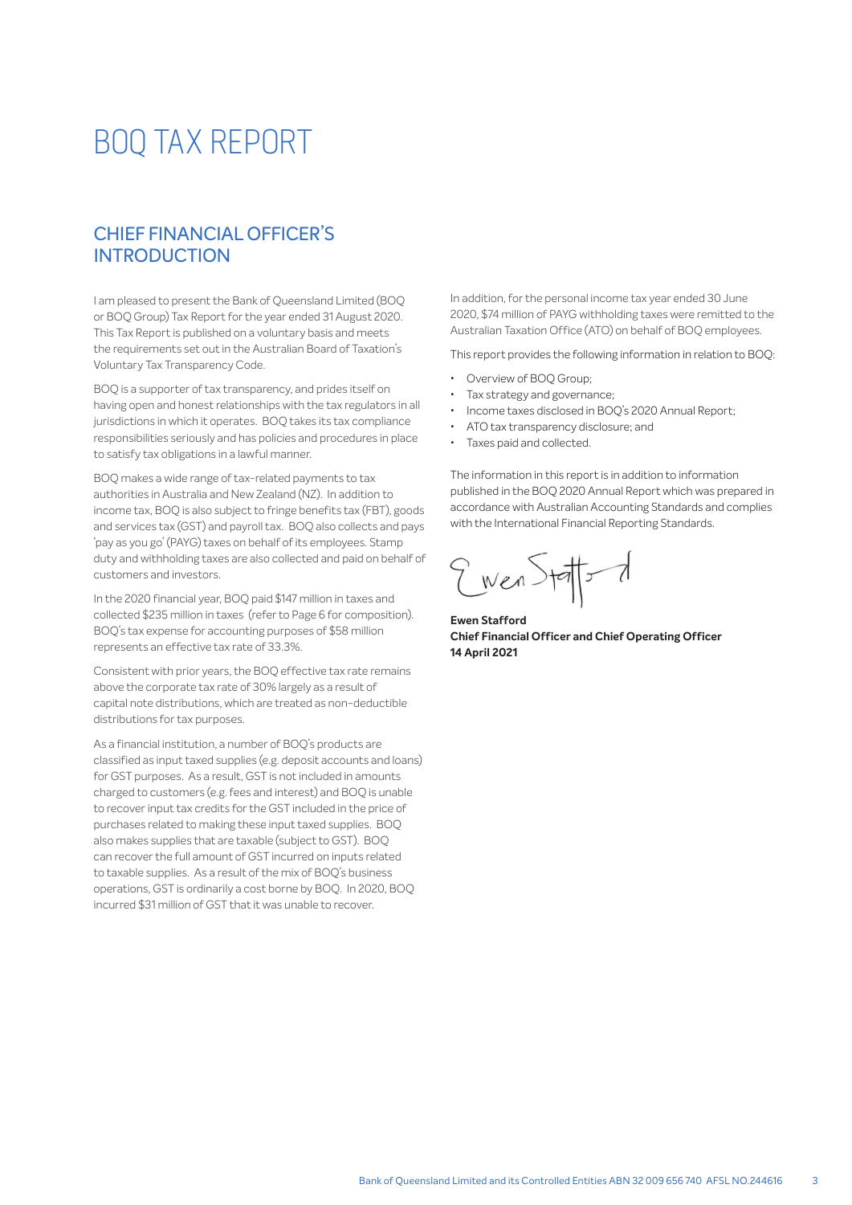# BOQ TAX REPORT

## CHIEF FINANCIAL OFFICER'S INTRODUCTION

I am pleased to present the Bank of Queensland Limited (BOQ or BOQ Group) Tax Report for the year ended 31 August 2020. This Tax Report is published on a voluntary basis and meets the requirements set out in the Australian Board of Taxation's Voluntary Tax Transparency Code.

BOQ is a supporter of tax transparency, and prides itself on having open and honest relationships with the tax regulators in all jurisdictions in which it operates. BOQ takes its tax compliance responsibilities seriously and has policies and procedures in place to satisfy tax obligations in a lawful manner.

BOQ makes a wide range of tax-related payments to tax authorities in Australia and New Zealand (NZ). In addition to income tax, BOQ is also subject to fringe benefits tax (FBT), goods and services tax (GST) and payroll tax. BOQ also collects and pays 'pay as you go' (PAYG) taxes on behalf of its employees. Stamp duty and withholding taxes are also collected and paid on behalf of customers and investors.

In the 2020 financial year, BOQ paid $147 million in taxes and collected $235 million in taxes (refer to Page 6 for composition). BOQ's tax expense for accounting purposes of $58 million represents an effective tax rate of 33.3%.

Consistent with prior years, the BOQ effective tax rate remains above the corporate tax rate of 30% largely as a result of capital note distributions, which are treated as non-deductible distributions for tax purposes.

As a financial institution, a number of BOQ's products are classified as input taxed supplies (e.g. deposit accounts and loans) for GST purposes. As a result, GST is not included in amounts charged to customers (e.g. fees and interest) and BOQ is unable to recover input tax credits for the GST included in the price of purchases related to making these input taxed supplies. BOQ also makes supplies that are taxable (subject to GST). BOQ can recover the full amount of GST incurred on inputs related to taxable supplies. As a result of the mix of BOQ's business operations, GST is ordinarily a cost borne by BOQ. In 2020, BOQ incurred $31 million of GST that it was unable to recover.

In addition, for the personal income tax year ended 30 June 2020, $74 million of PAYG withholding taxes were remitted to the Australian Taxation Office (ATO) on behalf of BOQ employees.

This report provides the following information in relation to BOQ:

- Overview of BOQ Group;
- Tax strategy and governance;
- Income taxes disclosed in BOQ's 2020 Annual Report;
- ATO tax transparency disclosure; and
- Taxes paid and collected.

The information in this report is in addition to information published in the BOQ 2020 Annual Report which was prepared in accordance with Australian Accounting Standards and complies with the International Financial Reporting Standards.

**Ewen Stafford**
**Chief Financial Officer and Chief Operating Officer**
**14 April 2021**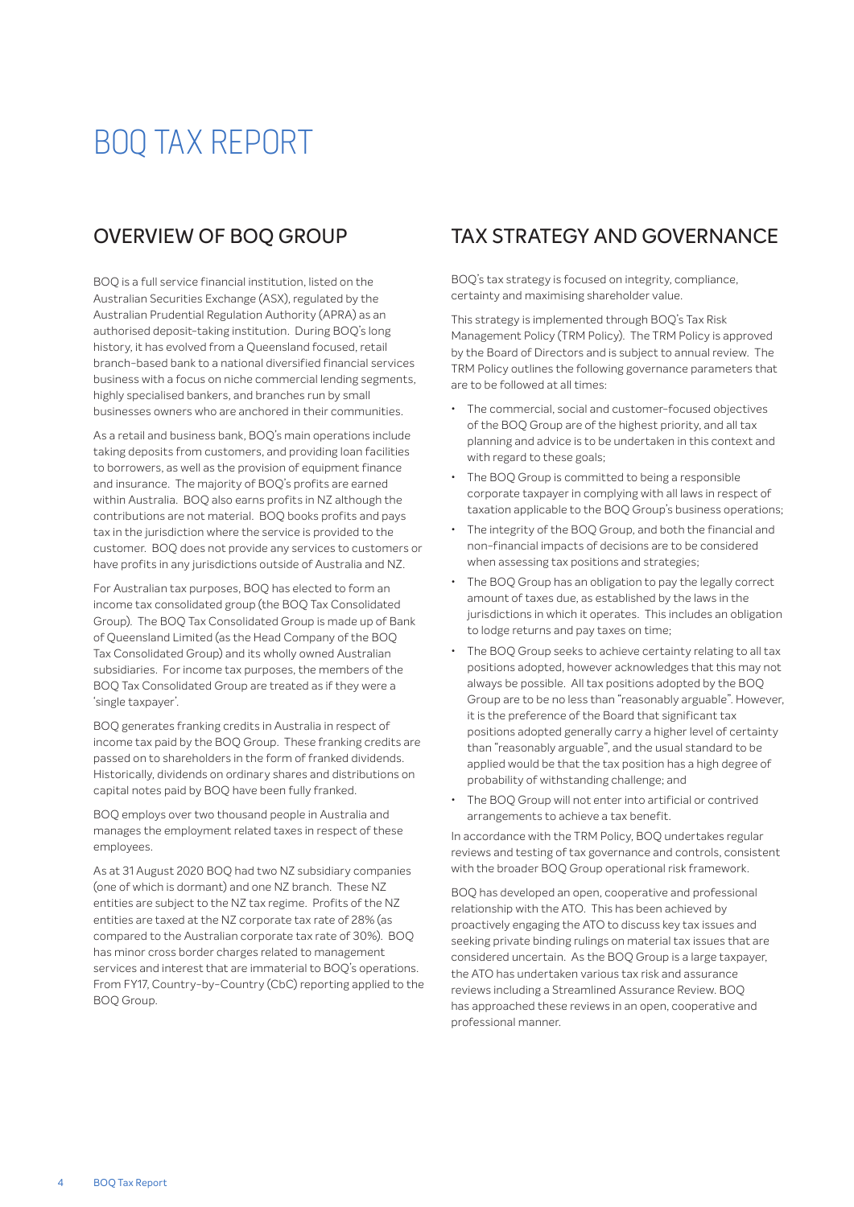# BOQ TAX REPORT

## OVERVIEW OF BOQ GROUP

BOQ is a full service financial institution, listed on the Australian Securities Exchange (ASX), regulated by the Australian Prudential Regulation Authority (APRA) as an authorised deposit-taking institution. During BOQ's long history, it has evolved from a Queensland focused, retail branch-based bank to a national diversified financial services business with a focus on niche commercial lending segments, highly specialised bankers, and branches run by small businesses owners who are anchored in their communities.

As a retail and business bank, BOQ's main operations include taking deposits from customers, and providing loan facilities to borrowers, as well as the provision of equipment finance and insurance. The majority of BOQ's profits are earned within Australia. BOQ also earns profits in NZ although the contributions are not material. BOQ books profits and pays tax in the jurisdiction where the service is provided to the customer. BOQ does not provide any services to customers or have profits in any jurisdictions outside of Australia and NZ.

For Australian tax purposes, BOQ has elected to form an income tax consolidated group (the BOQ Tax Consolidated Group). The BOQ Tax Consolidated Group is made up of Bank of Queensland Limited (as the Head Company of the BOQ Tax Consolidated Group) and its wholly owned Australian subsidiaries. For income tax purposes, the members of the BOQ Tax Consolidated Group are treated as if they were a 'single taxpayer'.

BOQ generates franking credits in Australia in respect of income tax paid by the BOQ Group. These franking credits are passed on to shareholders in the form of franked dividends. Historically, dividends on ordinary shares and distributions on capital notes paid by BOQ have been fully franked.

BOQ employs over two thousand people in Australia and manages the employment related taxes in respect of these employees.

As at 31 August 2020 BOQ had two NZ subsidiary companies (one of which is dormant) and one NZ branch. These NZ entities are subject to the NZ tax regime. Profits of the NZ entities are taxed at the NZ corporate tax rate of 28% (as compared to the Australian corporate tax rate of 30%). BOQ has minor cross border charges related to management services and interest that are immaterial to BOQ's operations. From FY17, Country-by-Country (CbC) reporting applied to the BOQ Group.

## TAX STRATEGY AND GOVERNANCE

BOQ's tax strategy is focused on integrity, compliance, certainty and maximising shareholder value.

This strategy is implemented through BOQ's Tax Risk Management Policy (TRM Policy). The TRM Policy is approved by the Board of Directors and is subject to annual review. The TRM Policy outlines the following governance parameters that are to be followed at all times:

- The commercial, social and customer-focused objectives of the BOQ Group are of the highest priority, and all tax planning and advice is to be undertaken in this context and with regard to these goals;
- The BOQ Group is committed to being a responsible corporate taxpayer in complying with all laws in respect of taxation applicable to the BOQ Group's business operations;
- The integrity of the BOQ Group, and both the financial and non-financial impacts of decisions are to be considered when assessing tax positions and strategies;
- The BOQ Group has an obligation to pay the legally correct amount of taxes due, as established by the laws in the jurisdictions in which it operates. This includes an obligation to lodge returns and pay taxes on time;
- The BOQ Group seeks to achieve certainty relating to all tax positions adopted, however acknowledges that this may not always be possible. All tax positions adopted by the BOQ Group are to be no less than "reasonably arguable". However, it is the preference of the Board that significant tax positions adopted generally carry a higher level of certainty than "reasonably arguable", and the usual standard to be applied would be that the tax position has a high degree of probability of withstanding challenge; and
- The BOQ Group will not enter into artificial or contrived arrangements to achieve a tax benefit.

In accordance with the TRM Policy, BOQ undertakes regular reviews and testing of tax governance and controls, consistent with the broader BOQ Group operational risk framework.

BOQ has developed an open, cooperative and professional relationship with the ATO. This has been achieved by proactively engaging the ATO to discuss key tax issues and seeking private binding rulings on material tax issues that are considered uncertain. As the BOQ Group is a large taxpayer, the ATO has undertaken various tax risk and assurance reviews including a Streamlined Assurance Review. BOQ has approached these reviews in an open, cooperative and professional manner.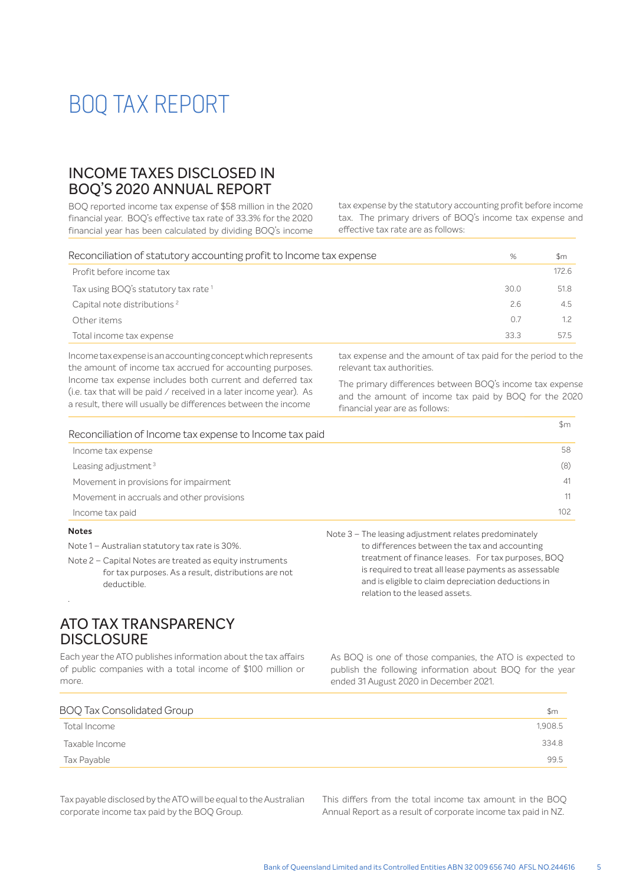# BOQ TAX REPORT

## INCOME TAXES DISCLOSED IN BOQ'S 2020 ANNUAL REPORT

BOQ reported income tax expense of $58 million in the 2020 financial year. BOQ's effective tax rate of 33.3% for the 2020 financial year has been calculated by dividing BOQ's income tax expense by the statutory accounting profit before income tax. The primary drivers of BOQ's income tax expense and effective tax rate are as follows:

| Reconciliation of statutory accounting profit to Income tax expense | % | $m |
|---|---|---|
| Profit before income tax | | 172.6 |
| Tax using BOQ's statutory tax rate [1] | 30.0 | 51.8 |
| Capital note distributions [2] | 2.6 | 4.5 |
| Other items | 0.7 | 1.2 |
| Total income tax expense | 33.3 | 57.5 |

Income tax expense is an accounting concept which represents the amount of income tax accrued for accounting purposes. Income tax expense includes both current and deferred tax (i.e. tax that will be paid / received in a later income year). As a result, there will usually be differences between the income tax expense and the amount of tax paid for the period to the relevant tax authorities.

The primary differences between BOQ's income tax expense and the amount of income tax paid by BOQ for the 2020 financial year are as follows:

| Reconciliation of Income tax expense to Income tax paid | $m |
|---|---|
| Income tax expense | 58 |
| Leasing adjustment [3] | (8) |
| Movement in provisions for impairment | 41 |
| Movement in accruals and other provisions | 11 |
| Income tax paid | 102 |

**Notes**

Note 1 – Australian statutory tax rate is 30%.

Note 2 – Capital Notes are treated as equity instruments for tax purposes. As a result, distributions are not deductible.

Note 3 – The leasing adjustment relates predominately to differences between the tax and accounting treatment of finance leases. For tax purposes, BOQ is required to treat all lease payments as assessable and is eligible to claim depreciation deductions in relation to the leased assets.

## ATO TAX TRANSPARENCY DISCLOSURE

Each year the ATO publishes information about the tax affairs of public companies with a total income of $100 million or more.

As BOQ is one of those companies, the ATO is expected to publish the following information about BOQ for the year ended 31 August 2020 in December 2021.

| BOQ Tax Consolidated Group | $m |
|---|---|
| Total Income | 1,908.5 |
| Taxable Income | 334.8 |
| Tax Payable | 99.5 |

Tax payable disclosed by the ATO will be equal to the Australian corporate income tax paid by the BOQ Group.

This differs from the total income tax amount in the BOQ Annual Report as a result of corporate income tax paid in NZ.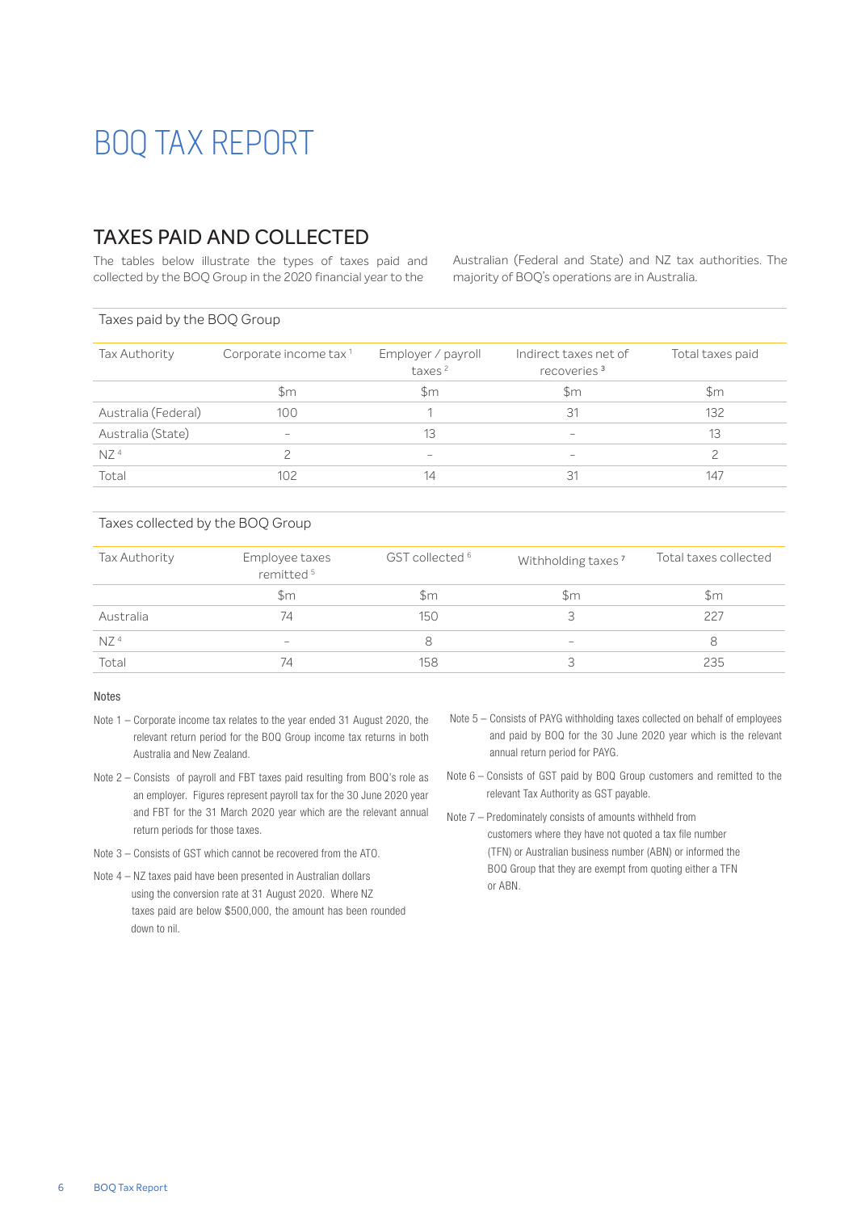# BOQ TAX REPORT

## TAXES PAID AND COLLECTED

The tables below illustrate the types of taxes paid and collected by the BOQ Group in the 2020 financial year to the Australian (Federal and State) and NZ tax authorities. The majority of BOQ's operations are in Australia.

### Taxes paid by the BOQ Group

| Tax Authority | Corporate income tax [1] | Employer / payroll taxes [2] | Indirect taxes net of recoveries [3] | Total taxes paid |
|---|---|---|---|---|
| | $m | $m | $m | $m |
| Australia (Federal) | 100 | 1 | 31 | 132 |
| Australia (State) | – | 13 | – | 13 |
| NZ [4] | 2 | – | – | 2 |
| Total | 102 | 14 | 31 | 147 |

### Taxes collected by the BOQ Group

| Tax Authority | Employee taxes remitted [5] | GST collected [6] | Withholding taxes [7] | Total taxes collected |
|---|---|---|---|---|
| | $m | $m | $m | $m |
| Australia | 74 | 150 | 3 | 227 |
| NZ [4] | – | 8 | – | 8 |
| Total | 74 | 158 | 3 | 235 |

#### Notes

Note 1 – Corporate income tax relates to the year ended 31 August 2020, the relevant return period for the BOQ Group income tax returns in both Australia and New Zealand.

Note 2 – Consists of payroll and FBT taxes paid resulting from BOQ's role as an employer. Figures represent payroll tax for the 30 June 2020 year and FBT for the 31 March 2020 year which are the relevant annual return periods for those taxes.

Note 3 – Consists of GST which cannot be recovered from the ATO.

Note 4 – NZ taxes paid have been presented in Australian dollars using the conversion rate at 31 August 2020. Where NZ taxes paid are below $500,000, the amount has been rounded down to nil.

Note 5 – Consists of PAYG withholding taxes collected on behalf of employees and paid by BOQ for the 30 June 2020 year which is the relevant annual return period for PAYG.

Note 6 – Consists of GST paid by BOQ Group customers and remitted to the relevant Tax Authority as GST payable.

Note 7 – Predominately consists of amounts withheld from customers where they have not quoted a tax file number (TFN) or Australian business number (ABN) or informed the BOQ Group that they are exempt from quoting either a TFN or ABN.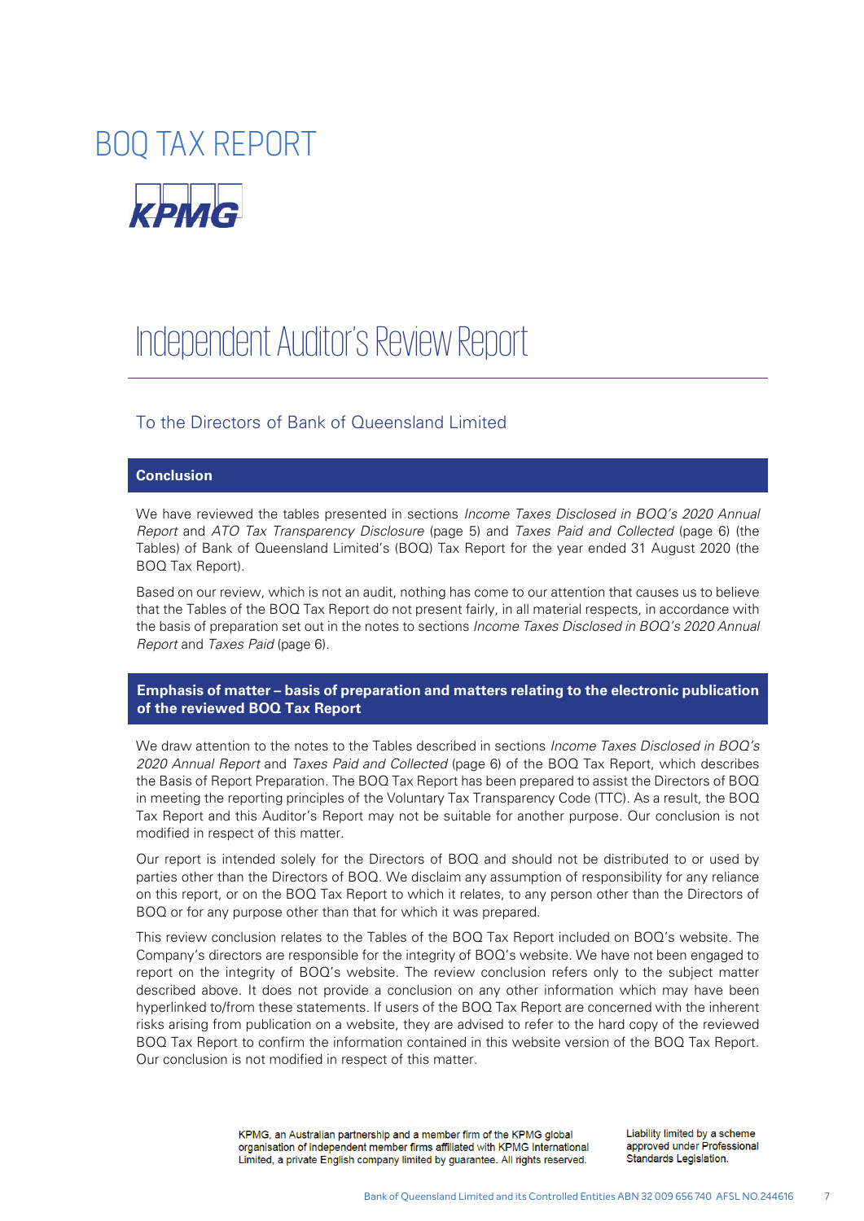# BOQ TAX REPORT

KPMG

## Independent Auditor's Review Report

### To the Directors of Bank of Queensland Limited

**Conclusion**

We have reviewed the tables presented in sections *Income Taxes Disclosed in BOQ's 2020 Annual Report* and *ATO Tax Transparency Disclosure* (page 5) and *Taxes Paid and Collected* (page 6) (the Tables) of Bank of Queensland Limited's (BOQ) Tax Report for the year ended 31 August 2020 (the BOQ Tax Report).

Based on our review, which is not an audit, nothing has come to our attention that causes us to believe that the Tables of the BOQ Tax Report do not present fairly, in all material respects, in accordance with the basis of preparation set out in the notes to sections *Income Taxes Disclosed in BOQ's 2020 Annual Report* and *Taxes Paid* (page 6).

**Emphasis of matter – basis of preparation and matters relating to the electronic publication of the reviewed BOQ Tax Report**

We draw attention to the notes to the Tables described in sections *Income Taxes Disclosed in BOQ's 2020 Annual Report* and *Taxes Paid and Collected* (page 6) of the BOQ Tax Report, which describes the Basis of Report Preparation. The BOQ Tax Report has been prepared to assist the Directors of BOQ in meeting the reporting principles of the Voluntary Tax Transparency Code (TTC). As a result, the BOQ Tax Report and this Auditor's Report may not be suitable for another purpose. Our conclusion is not modified in respect of this matter.

Our report is intended solely for the Directors of BOQ and should not be distributed to or used by parties other than the Directors of BOQ. We disclaim any assumption of responsibility for any reliance on this report, or on the BOQ Tax Report to which it relates, to any person other than the Directors of BOQ or for any purpose other than that for which it was prepared.

This review conclusion relates to the Tables of the BOQ Tax Report included on BOQ's website. The Company's directors are responsible for the integrity of BOQ's website. We have not been engaged to report on the integrity of BOQ's website. The review conclusion refers only to the subject matter described above. It does not provide a conclusion on any other information which may have been hyperlinked to/from these statements. If users of the BOQ Tax Report are concerned with the inherent risks arising from publication on a website, they are advised to refer to the hard copy of the reviewed BOQ Tax Report to confirm the information contained in this website version of the BOQ Tax Report. Our conclusion is not modified in respect of this matter.

KPMG, an Australian partnership and a member firm of the KPMG global organisation of independent member firms affiliated with KPMG International Limited, a private English company limited by guarantee. All rights reserved.

Liability limited by a scheme approved under Professional Standards Legislation.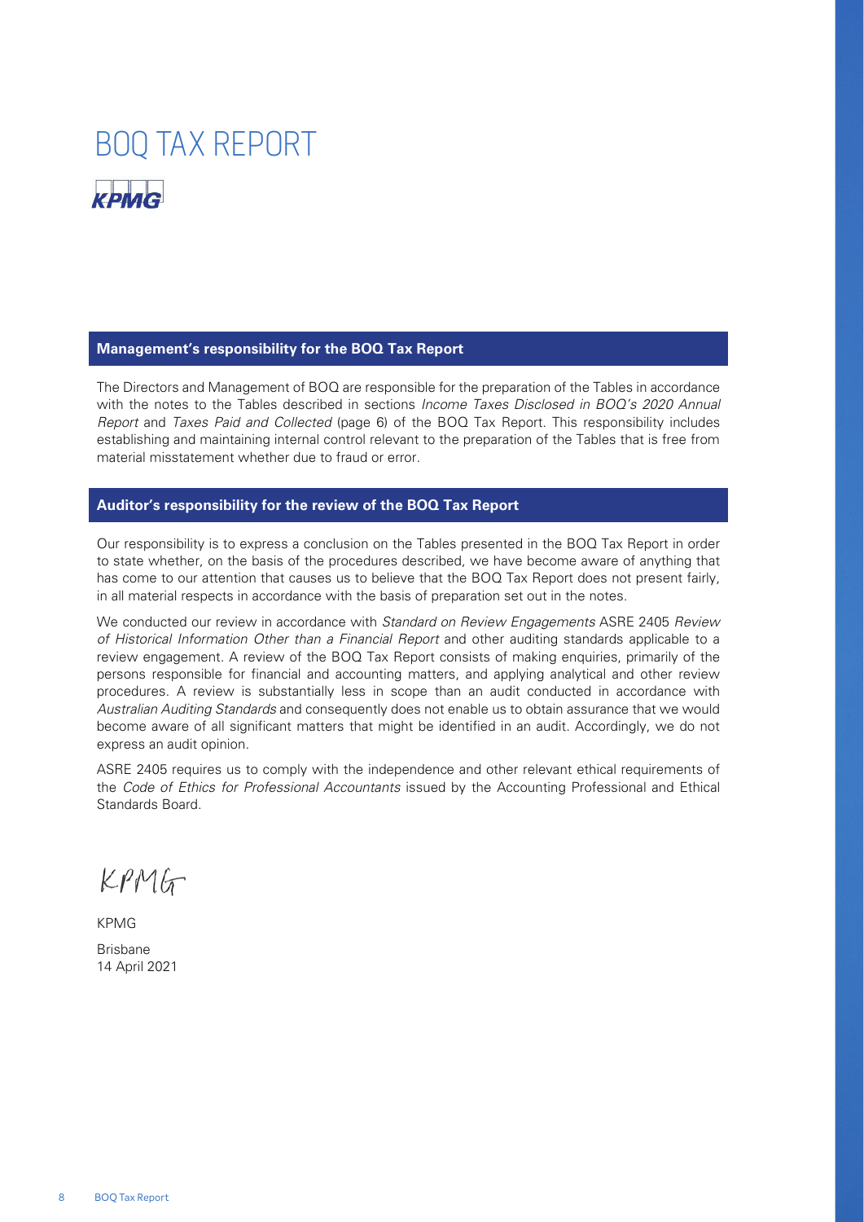# BOQ TAX REPORT

KPMG

## Management's responsibility for the BOQ Tax Report

The Directors and Management of BOQ are responsible for the preparation of the Tables in accordance with the notes to the Tables described in sections *Income Taxes Disclosed in BOQ's 2020 Annual Report* and *Taxes Paid and Collected* (page 6) of the BOQ Tax Report. This responsibility includes establishing and maintaining internal control relevant to the preparation of the Tables that is free from material misstatement whether due to fraud or error.

## Auditor's responsibility for the review of the BOQ Tax Report

Our responsibility is to express a conclusion on the Tables presented in the BOQ Tax Report in order to state whether, on the basis of the procedures described, we have become aware of anything that has come to our attention that causes us to believe that the BOQ Tax Report does not present fairly, in all material respects in accordance with the basis of preparation set out in the notes.

We conducted our review in accordance with *Standard on Review Engagements* ASRE 2405 *Review of Historical Information Other than a Financial Report* and other auditing standards applicable to a review engagement. A review of the BOQ Tax Report consists of making enquiries, primarily of the persons responsible for financial and accounting matters, and applying analytical and other review procedures. A review is substantially less in scope than an audit conducted in accordance with *Australian Auditing Standards* and consequently does not enable us to obtain assurance that we would become aware of all significant matters that might be identified in an audit. Accordingly, we do not express an audit opinion.

ASRE 2405 requires us to comply with the independence and other relevant ethical requirements of the *Code of Ethics for Professional Accountants* issued by the Accounting Professional and Ethical Standards Board.

KPMG

KPMG

Brisbane
14 April 2021